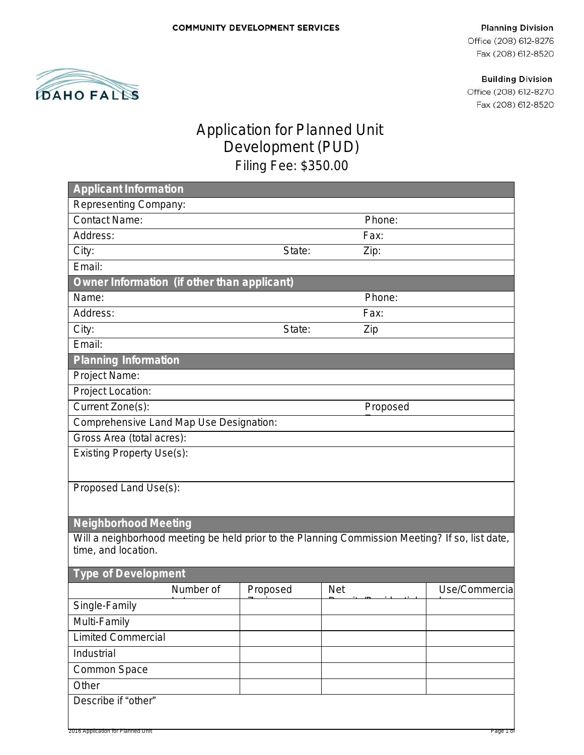COMMUNITY DEVELOPMENT SERVICES

IDAHO FALLS

**Planning Division**
Office (208) 612-8276
Fax (208) 612-8520

**Building Division**
Office (208) 612-8270
Fax (208) 612-8520

# Application for Planned Unit Development (PUD)

## Filing Fee: $350.00

| **Applicant Information** | | |
|---|---|---|
| Representing Company: | | |
| Contact Name: | | Phone: |
| Address: | | Fax: |
| City: | State: | Zip: |
| Email: | | |
| **Owner Information (if other than applicant)** | | |
| Name: | | Phone: |
| Address: | | Fax: |
| City: | State: | Zip |
| Email: | | |
| **Planning Information** | | |
| Project Name: | | |
| Project Location: | | |
| Current Zone(s): | | Proposed Z |
| Comprehensive Land Map Use Designation: | | |
| Gross Area (total acres): | | |
| Existing Property Use(s): | | |
| Proposed Land Use(s): | | |
| **Neighborhood Meeting** | | |
| Will a neighborhood meeting be held prior to the Planning Commission Meeting? If so, list date, time, and location. | | |

| **Type of Development** | | | |
|---|---|---|---|
| Number of Lots | Proposed Zoning | Net Density/Residential | Use/Commercial |
| Single-Family | | | |
| Multi-Family | | | |
| Limited Commercial | | | |
| Industrial | | | |
| Common Space | | | |
| Other | | | |
| Describe if "other" | | | |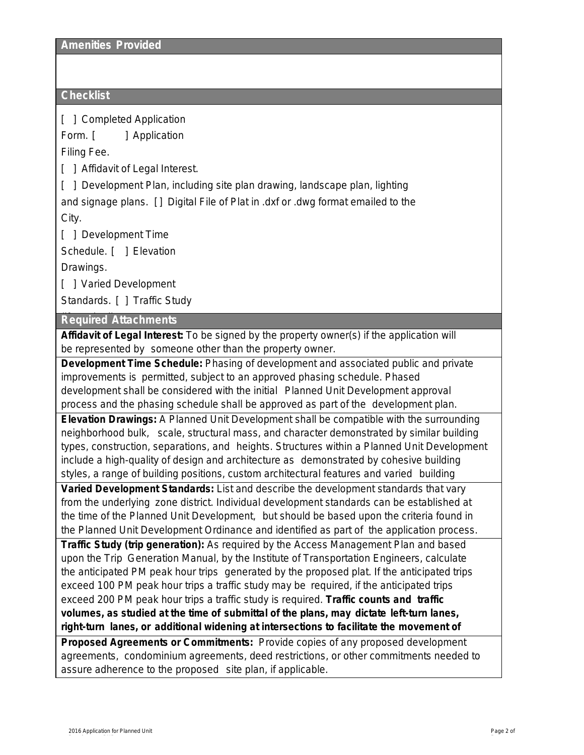## Amenities Provided

## Checklist

[ ] Completed Application Form. [ ] Application Filing Fee.

[ ] Affidavit of Legal Interest.

[ ] Development Plan, including site plan drawing, landscape plan, lighting and signage plans. [ ] Digital File of Plat in .dxf or .dwg format emailed to the City.

[ ] Development Time Schedule. [ ] Elevation Drawings.

[ ] Varied Development Standards. [ ] Traffic Study

## Required Attachments

**Affidavit of Legal Interest:** To be signed by the property owner(s) if the application will be represented by someone other than the property owner.

**Development Time Schedule:** Phasing of development and associated public and private improvements is permitted, subject to an approved phasing schedule. Phased development shall be considered with the initial Planned Unit Development approval process and the phasing schedule shall be approved as part of the development plan.

**Elevation Drawings:** A Planned Unit Development shall be compatible with the surrounding neighborhood bulk, scale, structural mass, and character demonstrated by similar building types, construction, separations, and heights. Structures within a Planned Unit Development include a high-quality of design and architecture as demonstrated by cohesive building styles, a range of building positions, custom architectural features and varied building

**Varied Development Standards:** List and describe the development standards that vary from the underlying zone district. Individual development standards can be established at the time of the Planned Unit Development, but should be based upon the criteria found in the Planned Unit Development Ordinance and identified as part of the application process.

**Traffic Study (trip generation):** As required by the Access Management Plan and based upon the Trip Generation Manual, by the Institute of Transportation Engineers, calculate the anticipated PM peak hour trips generated by the proposed plat. If the anticipated trips exceed 100 PM peak hour trips a traffic study may be required, if the anticipated trips exceed 200 PM peak hour trips a traffic study is required. **Traffic counts and traffic volumes, as studied at the time of submittal of the plans, may dictate left-turn lanes, right-turn lanes, or additional widening at intersections to facilitate the movement of**

**Proposed Agreements or Commitments:** Provide copies of any proposed development agreements, condominium agreements, deed restrictions, or other commitments needed to assure adherence to the proposed site plan, if applicable.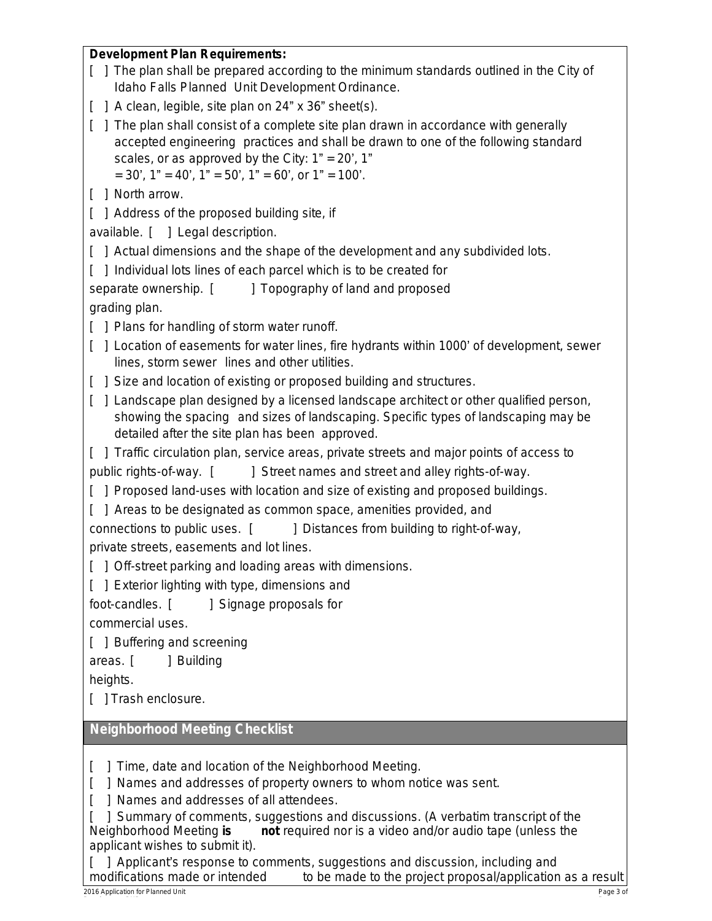**Development Plan Requirements:**

[ ] The plan shall be prepared according to the minimum standards outlined in the City of Idaho Falls Planned Unit Development Ordinance.

[ ] A clean, legible, site plan on 24" x 36" sheet(s).

[ ] The plan shall consist of a complete site plan drawn in accordance with generally accepted engineering practices and shall be drawn to one of the following standard scales, or as approved by the City: 1" = 20', 1" = 30', 1" = 40', 1" = 50', 1" = 60', or 1" = 100'.

[ ] North arrow.

[ ] Address of the proposed building site, if available.

[ ] Legal description.

[ ] Actual dimensions and the shape of the development and any subdivided lots.

[ ] Individual lots lines of each parcel which is to be created for separate ownership.

[ ] Topography of land and proposed grading plan.

[ ] Plans for handling of storm water runoff.

[ ] Location of easements for water lines, fire hydrants within 1000' of development, sewer lines, storm sewer lines and other utilities.

[ ] Size and location of existing or proposed building and structures.

[ ] Landscape plan designed by a licensed landscape architect or other qualified person, showing the spacing and sizes of landscaping. Specific types of landscaping may be detailed after the site plan has been approved.

[ ] Traffic circulation plan, service areas, private streets and major points of access to public rights-of-way.

[ ] Street names and street and alley rights-of-way.

[ ] Proposed land-uses with location and size of existing and proposed buildings.

[ ] Areas to be designated as common space, amenities provided, and connections to public uses.

[ ] Distances from building to right-of-way, private streets, easements and lot lines.

[ ] Off-street parking and loading areas with dimensions.

[ ] Exterior lighting with type, dimensions and foot-candles.

[ ] Signage proposals for commercial uses.

[ ] Buffering and screening areas.

[ ] Building heights.

[ ] Trash enclosure.

## Neighborhood Meeting Checklist

[ ] Time, date and location of the Neighborhood Meeting.

[ ] Names and addresses of property owners to whom notice was sent.

[ ] Names and addresses of all attendees.

[ ] Summary of comments, suggestions and discussions. (A verbatim transcript of the Neighborhood Meeting **is not** required nor is a video and/or audio tape (unless the applicant wishes to submit it).

[ ] Applicant's response to comments, suggestions and discussion, including and modifications made or intended to be made to the project proposal/application as a result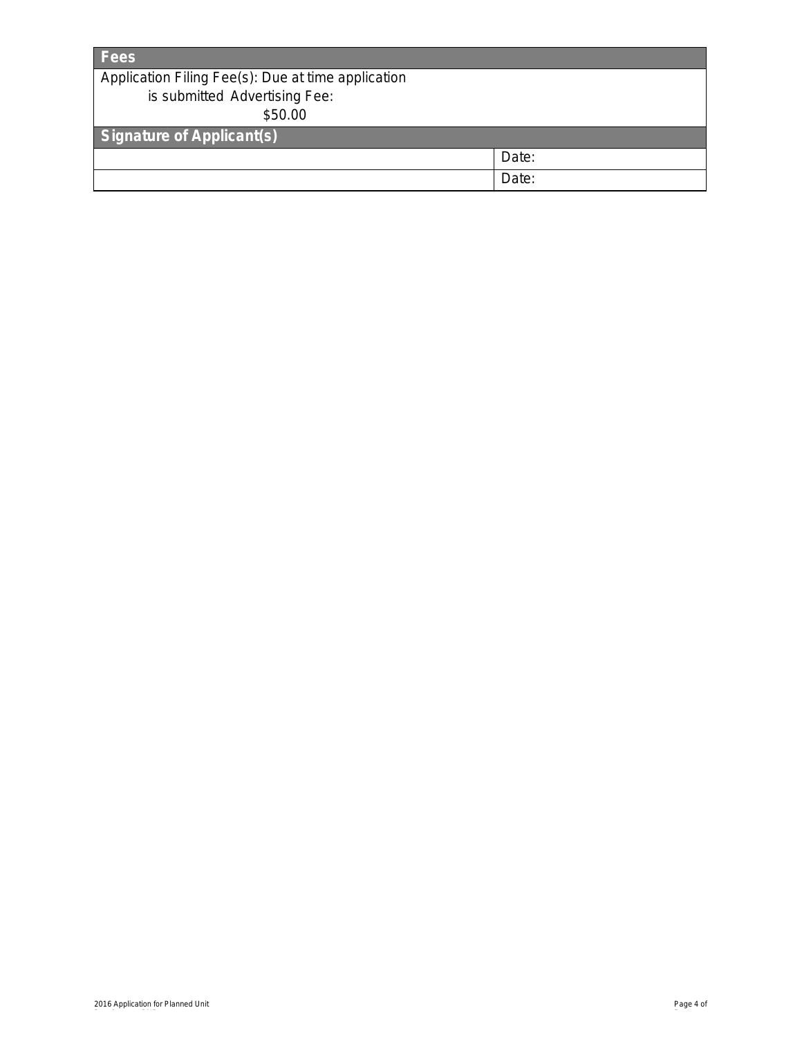| Fees | |
|---|---|
| Application Filing Fee(s): Due at time application is submitted Advertising Fee: $50.00 | |
| **Signature of Applicant(s)** | |
| | Date: |
| | Date: |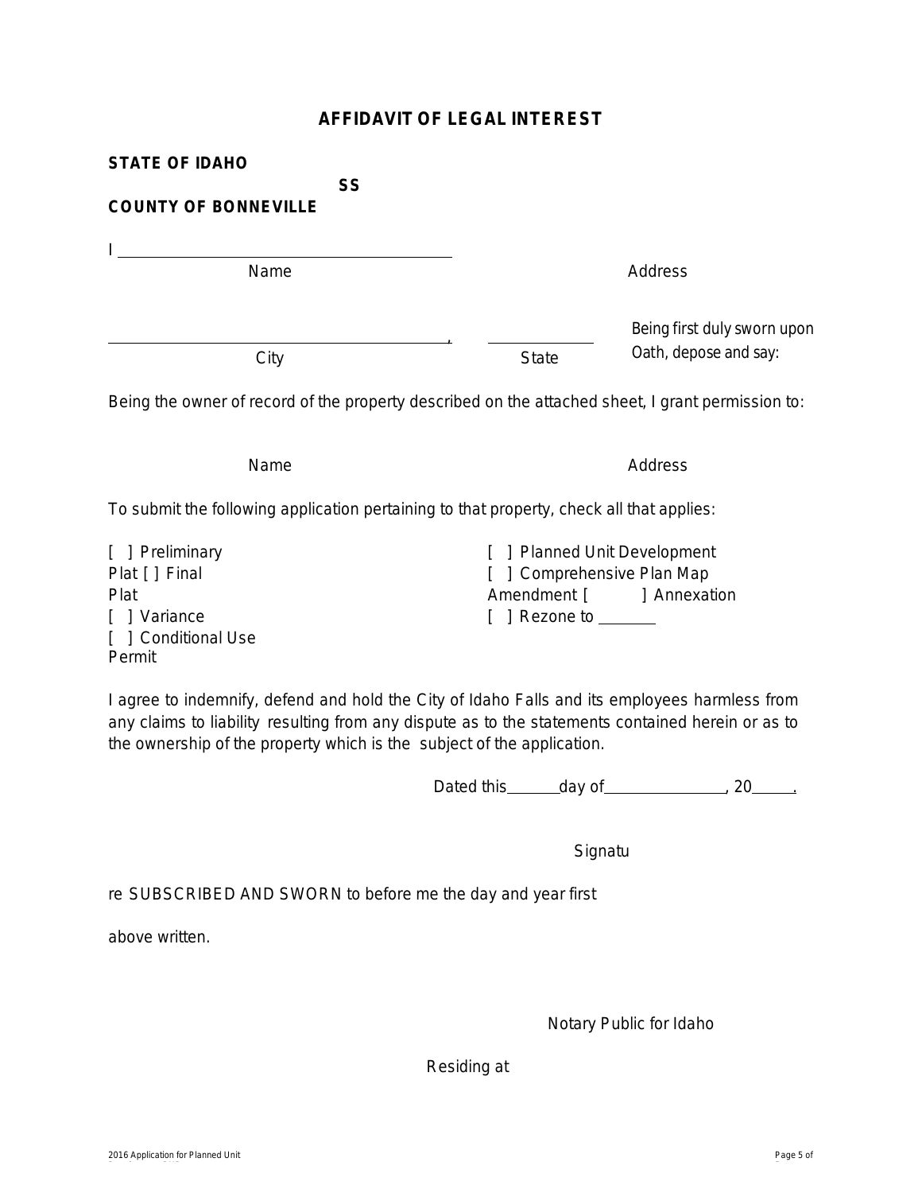# AFFIDAVIT OF LEGAL INTEREST

**STATE OF IDAHO**

**SS**

**COUNTY OF BONNEVILLE**

I ______________________________________

Name                                                                 Address

______________________________________, ____________ Being first duly sworn upon Oath, depose and say:

City                                                                 State

Being the owner of record of the property described on the attached sheet, I grant permission to:

Name                                                                 Address

To submit the following application pertaining to that property, check all that applies:

[ ] Preliminary Plat
[ ] Final Plat
[ ] Variance
[ ] Conditional Use Permit
[ ] Planned Unit Development
[ ] Comprehensive Plan Map Amendment
[ ] Annexation
[ ] Rezone to _______

I agree to indemnify, defend and hold the City of Idaho Falls and its employees harmless from any claims to liability resulting from any dispute as to the statements contained herein or as to the ownership of the property which is the subject of the application.

Dated this ______ day of ______________, 20_____.

Signature

SUBSCRIBED AND SWORN to before me the day and year first above written.

Notary Public for Idaho

Residing at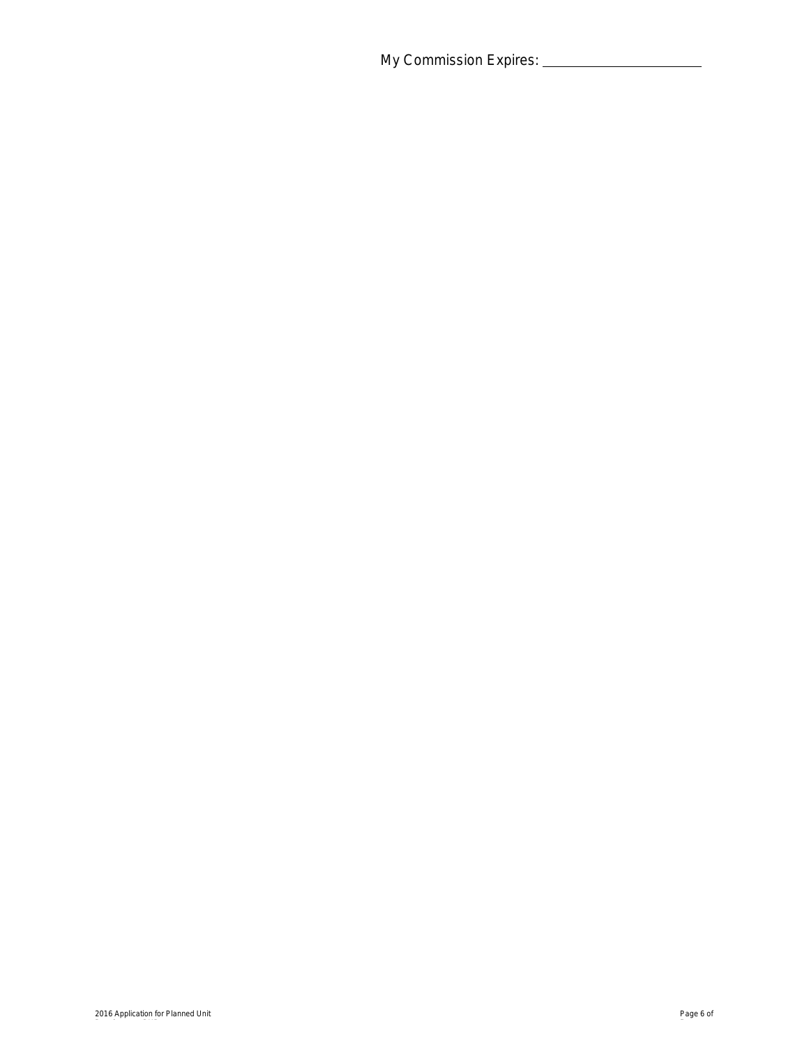My Commission Expires: ______________________